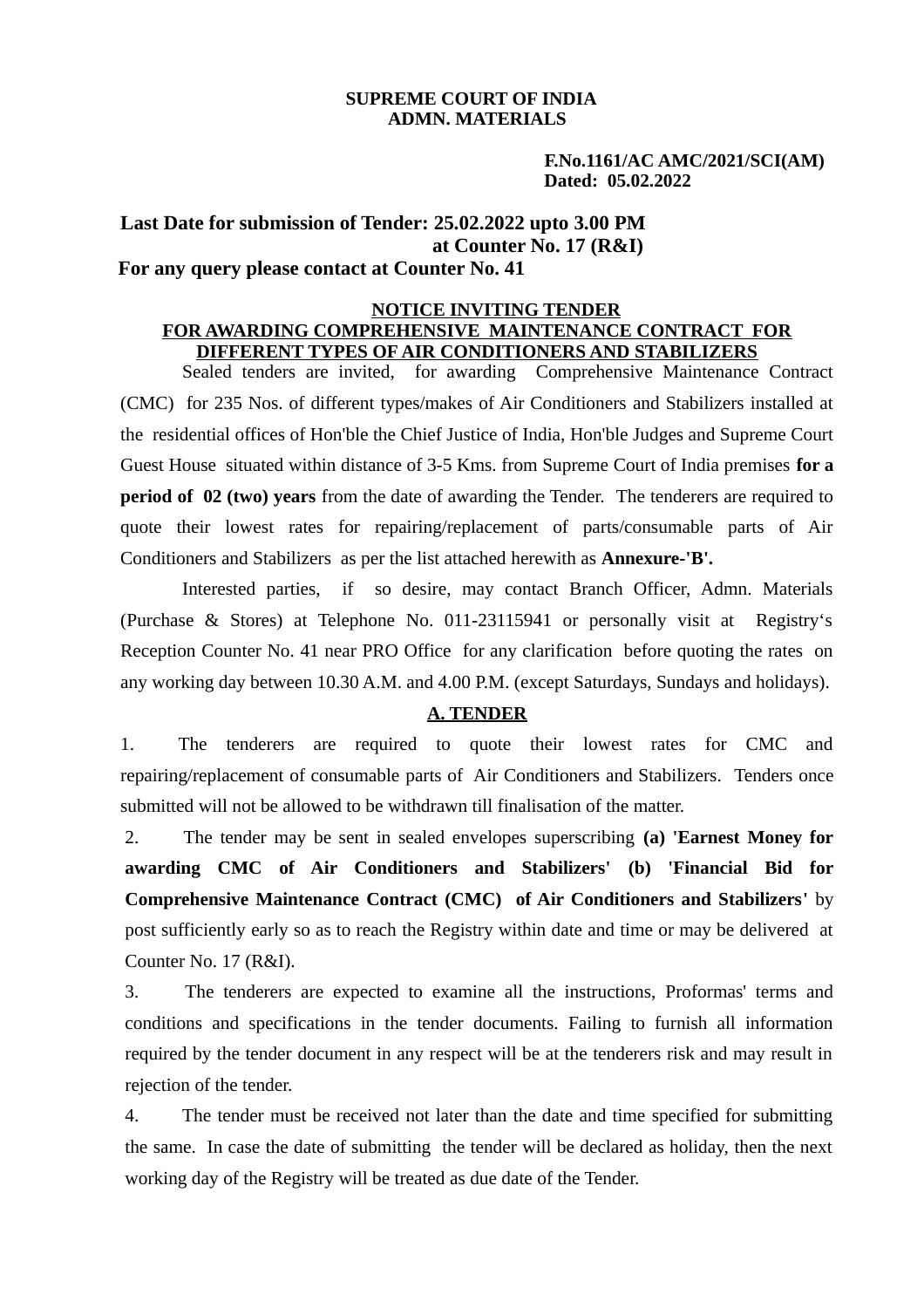**SUPREME COURT OF INDIA**
**ADMN. MATERIALS**

**F.No.1161/AC AMC/2021/SCI(AM)**
**Dated: 05.02.2022**

**Last Date for submission of Tender: 25.02.2022 upto 3.00 PM at Counter No. 17 (R&I)**

**For any query please contact at Counter No. 41**

## NOTICE INVITING TENDER
## FOR AWARDING COMPREHENSIVE MAINTENANCE CONTRACT FOR DIFFERENT TYPES OF AIR CONDITIONERS AND STABILIZERS

Sealed tenders are invited, for awarding Comprehensive Maintenance Contract (CMC) for 235 Nos. of different types/makes of Air Conditioners and Stabilizers installed at the residential offices of Hon'ble the Chief Justice of India, Hon'ble Judges and Supreme Court Guest House situated within distance of 3-5 Kms. from Supreme Court of India premises **for a period of 02 (two) years** from the date of awarding the Tender. The tenderers are required to quote their lowest rates for repairing/replacement of parts/consumable parts of Air Conditioners and Stabilizers as per the list attached herewith as **Annexure-'B'.**

Interested parties, if so desire, may contact Branch Officer, Admn. Materials (Purchase & Stores) at Telephone No. 011-23115941 or personally visit at Registry's Reception Counter No. 41 near PRO Office for any clarification before quoting the rates on any working day between 10.30 A.M. and 4.00 P.M. (except Saturdays, Sundays and holidays).

### A. TENDER

1. The tenderers are required to quote their lowest rates for CMC and repairing/replacement of consumable parts of Air Conditioners and Stabilizers. Tenders once submitted will not be allowed to be withdrawn till finalisation of the matter.

2. The tender may be sent in sealed envelopes superscribing **(a) 'Earnest Money for awarding CMC of Air Conditioners and Stabilizers' (b) 'Financial Bid for Comprehensive Maintenance Contract (CMC) of Air Conditioners and Stabilizers'** by post sufficiently early so as to reach the Registry within date and time or may be delivered at Counter No. 17 (R&I).

3. The tenderers are expected to examine all the instructions, Proformas' terms and conditions and specifications in the tender documents. Failing to furnish all information required by the tender document in any respect will be at the tenderers risk and may result in rejection of the tender.

4. The tender must be received not later than the date and time specified for submitting the same. In case the date of submitting the tender will be declared as holiday, then the next working day of the Registry will be treated as due date of the Tender.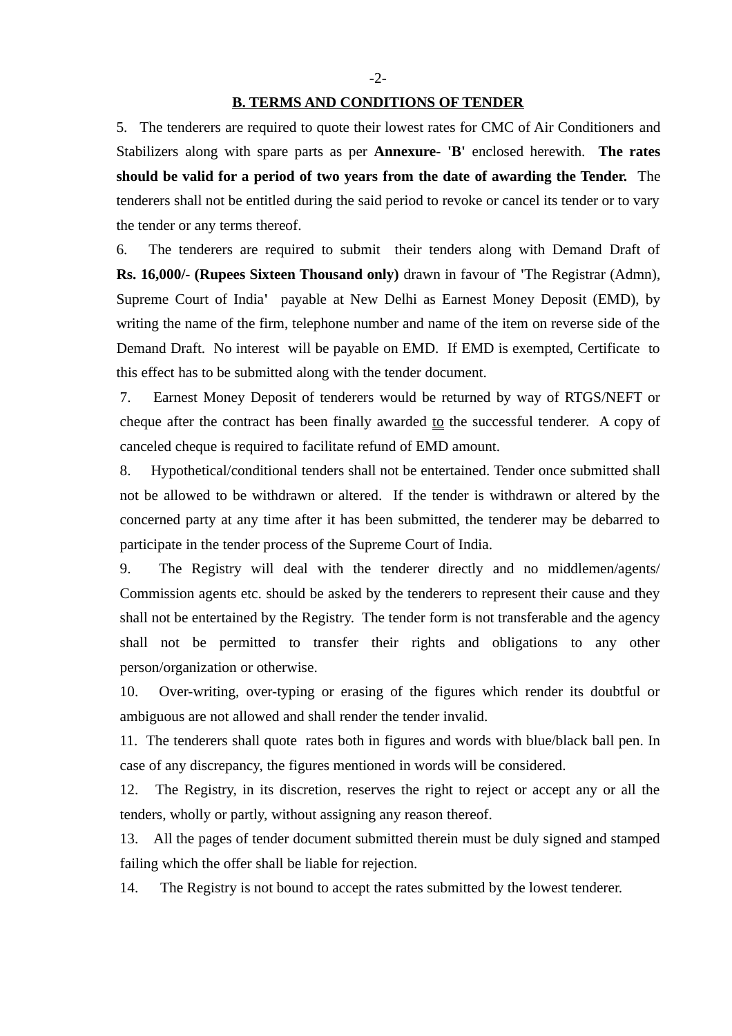## B. TERMS AND CONDITIONS OF TENDER

5. The tenderers are required to quote their lowest rates for CMC of Air Conditioners and Stabilizers along with spare parts as per **Annexure- 'B'** enclosed herewith. **The rates should be valid for a period of two years from the date of awarding the Tender.** The tenderers shall not be entitled during the said period to revoke or cancel its tender or to vary the tender or any terms thereof.

6. The tenderers are required to submit their tenders along with Demand Draft of **Rs. 16,000/- (Rupees Sixteen Thousand only)** drawn in favour of 'The Registrar (Admn), Supreme Court of India' payable at New Delhi as Earnest Money Deposit (EMD), by writing the name of the firm, telephone number and name of the item on reverse side of the Demand Draft. No interest will be payable on EMD. If EMD is exempted, Certificate to this effect has to be submitted along with the tender document.

7. Earnest Money Deposit of tenderers would be returned by way of RTGS/NEFT or cheque after the contract has been finally awarded to the successful tenderer. A copy of canceled cheque is required to facilitate refund of EMD amount.

8. Hypothetical/conditional tenders shall not be entertained. Tender once submitted shall not be allowed to be withdrawn or altered. If the tender is withdrawn or altered by the concerned party at any time after it has been submitted, the tenderer may be debarred to participate in the tender process of the Supreme Court of India.

9. The Registry will deal with the tenderer directly and no middlemen/agents/ Commission agents etc. should be asked by the tenderers to represent their cause and they shall not be entertained by the Registry. The tender form is not transferable and the agency shall not be permitted to transfer their rights and obligations to any other person/organization or otherwise.

10. Over-writing, over-typing or erasing of the figures which render its doubtful or ambiguous are not allowed and shall render the tender invalid.

11. The tenderers shall quote rates both in figures and words with blue/black ball pen. In case of any discrepancy, the figures mentioned in words will be considered.

12. The Registry, in its discretion, reserves the right to reject or accept any or all the tenders, wholly or partly, without assigning any reason thereof.

13. All the pages of tender document submitted therein must be duly signed and stamped failing which the offer shall be liable for rejection.

14. The Registry is not bound to accept the rates submitted by the lowest tenderer.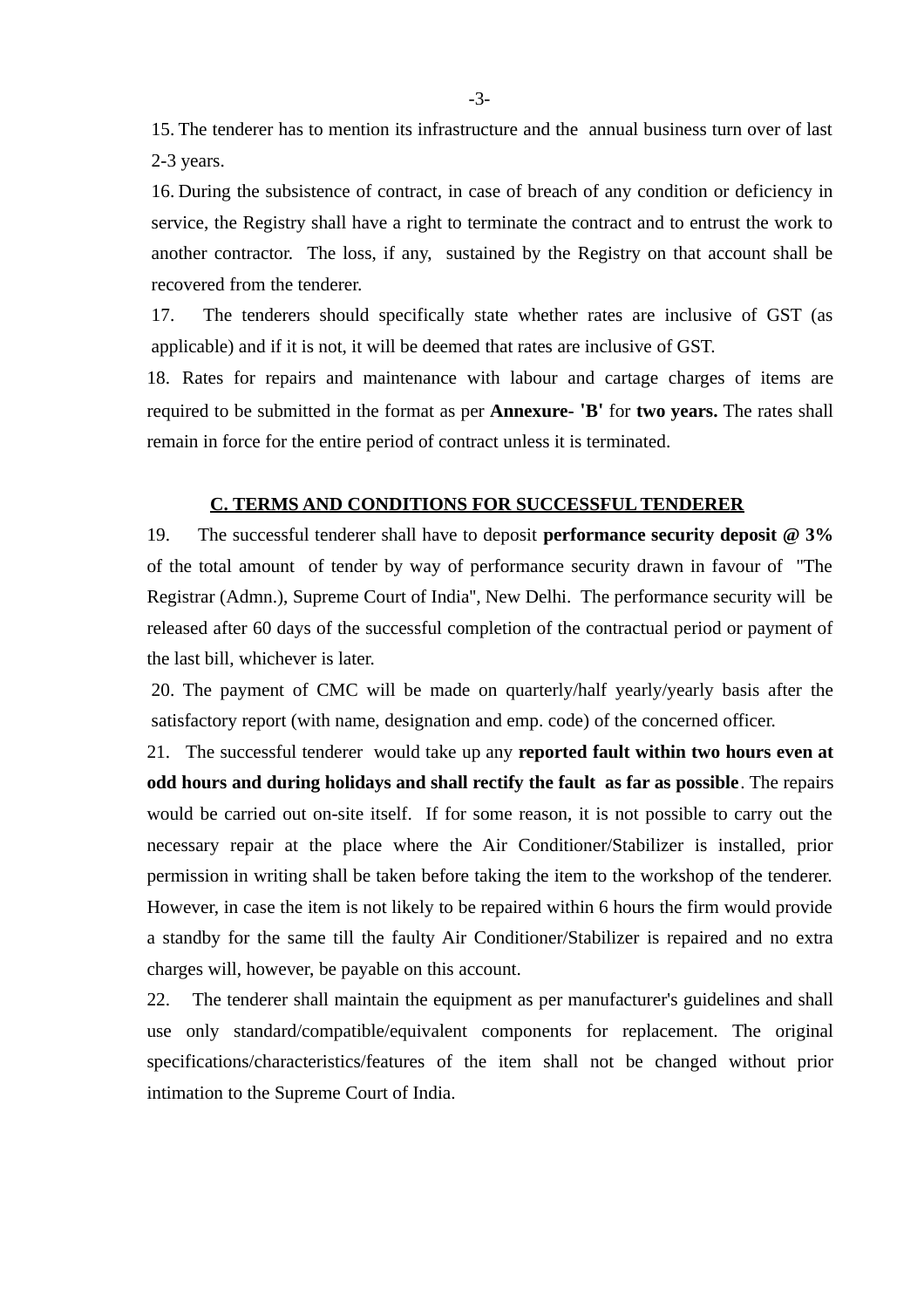15. The tenderer has to mention its infrastructure and the annual business turn over of last 2-3 years.

16. During the subsistence of contract, in case of breach of any condition or deficiency in service, the Registry shall have a right to terminate the contract and to entrust the work to another contractor. The loss, if any, sustained by the Registry on that account shall be recovered from the tenderer.

17. The tenderers should specifically state whether rates are inclusive of GST (as applicable) and if it is not, it will be deemed that rates are inclusive of GST.

18. Rates for repairs and maintenance with labour and cartage charges of items are required to be submitted in the format as per **Annexure- 'B'** for **two years.** The rates shall remain in force for the entire period of contract unless it is terminated.

## C. TERMS AND CONDITIONS FOR SUCCESSFUL TENDERER

19. The successful tenderer shall have to deposit **performance security deposit @ 3%** of the total amount of tender by way of performance security drawn in favour of "The Registrar (Admn.), Supreme Court of India", New Delhi. The performance security will be released after 60 days of the successful completion of the contractual period or payment of the last bill, whichever is later.

20. The payment of CMC will be made on quarterly/half yearly/yearly basis after the satisfactory report (with name, designation and emp. code) of the concerned officer.

21. The successful tenderer would take up any **reported fault within two hours even at odd hours and during holidays and shall rectify the fault as far as possible**. The repairs would be carried out on-site itself. If for some reason, it is not possible to carry out the necessary repair at the place where the Air Conditioner/Stabilizer is installed, prior permission in writing shall be taken before taking the item to the workshop of the tenderer. However, in case the item is not likely to be repaired within 6 hours the firm would provide a standby for the same till the faulty Air Conditioner/Stabilizer is repaired and no extra charges will, however, be payable on this account.

22. The tenderer shall maintain the equipment as per manufacturer's guidelines and shall use only standard/compatible/equivalent components for replacement. The original specifications/characteristics/features of the item shall not be changed without prior intimation to the Supreme Court of India.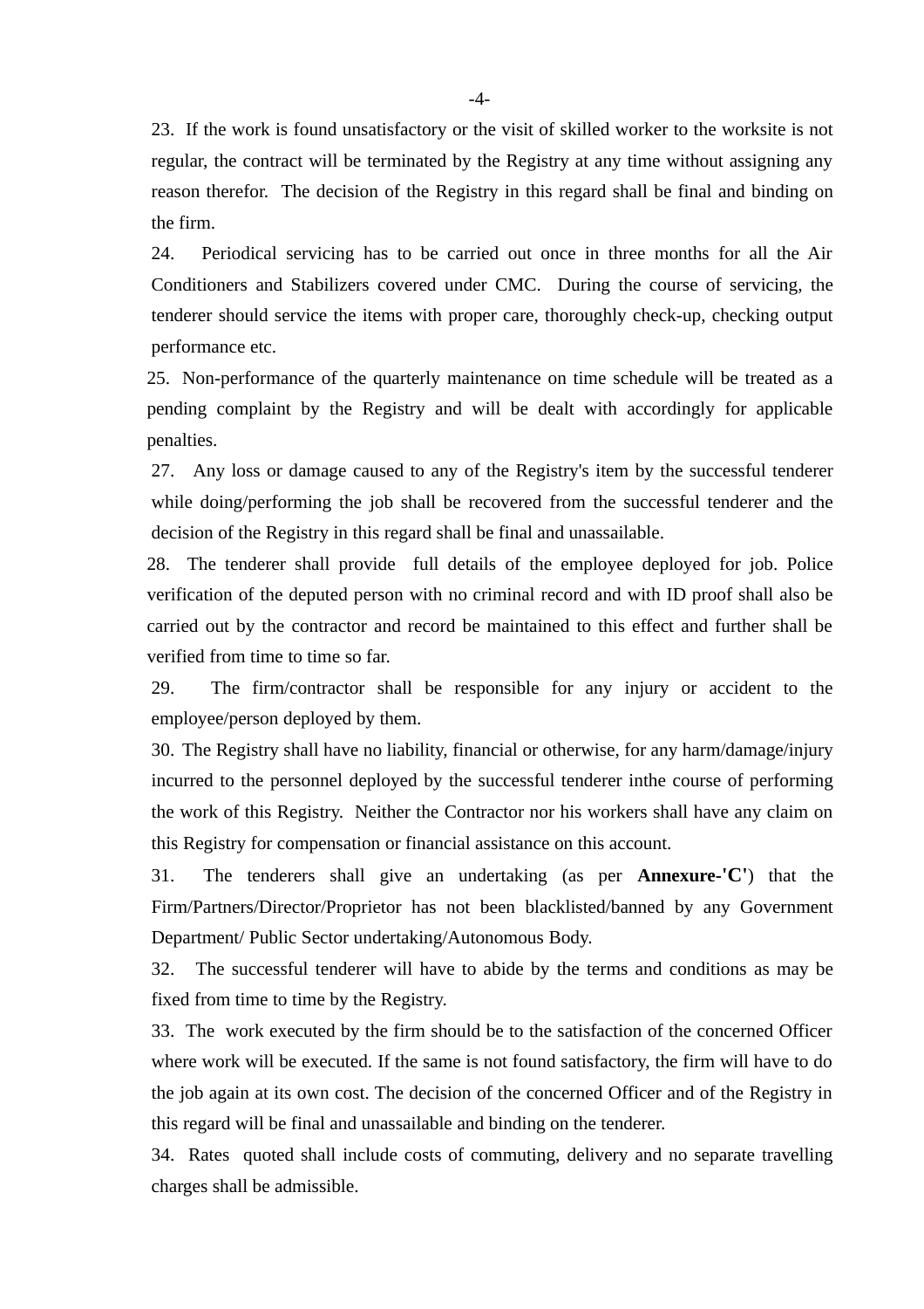23. If the work is found unsatisfactory or the visit of skilled worker to the worksite is not regular, the contract will be terminated by the Registry at any time without assigning any reason therefor. The decision of the Registry in this regard shall be final and binding on the firm.

24. Periodical servicing has to be carried out once in three months for all the Air Conditioners and Stabilizers covered under CMC. During the course of servicing, the tenderer should service the items with proper care, thoroughly check-up, checking output performance etc.

25. Non-performance of the quarterly maintenance on time schedule will be treated as a pending complaint by the Registry and will be dealt with accordingly for applicable penalties.

27. Any loss or damage caused to any of the Registry's item by the successful tenderer while doing/performing the job shall be recovered from the successful tenderer and the decision of the Registry in this regard shall be final and unassailable.

28. The tenderer shall provide full details of the employee deployed for job. Police verification of the deputed person with no criminal record and with ID proof shall also be carried out by the contractor and record be maintained to this effect and further shall be verified from time to time so far.

29. The firm/contractor shall be responsible for any injury or accident to the employee/person deployed by them.

30. The Registry shall have no liability, financial or otherwise, for any harm/damage/injury incurred to the personnel deployed by the successful tenderer inthe course of performing the work of this Registry. Neither the Contractor nor his workers shall have any claim on this Registry for compensation or financial assistance on this account.

31. The tenderers shall give an undertaking (as per **Annexure-'C'**) that the Firm/Partners/Director/Proprietor has not been blacklisted/banned by any Government Department/ Public Sector undertaking/Autonomous Body.

32. The successful tenderer will have to abide by the terms and conditions as may be fixed from time to time by the Registry.

33. The work executed by the firm should be to the satisfaction of the concerned Officer where work will be executed. If the same is not found satisfactory, the firm will have to do the job again at its own cost. The decision of the concerned Officer and of the Registry in this regard will be final and unassailable and binding on the tenderer.

34. Rates quoted shall include costs of commuting, delivery and no separate travelling charges shall be admissible.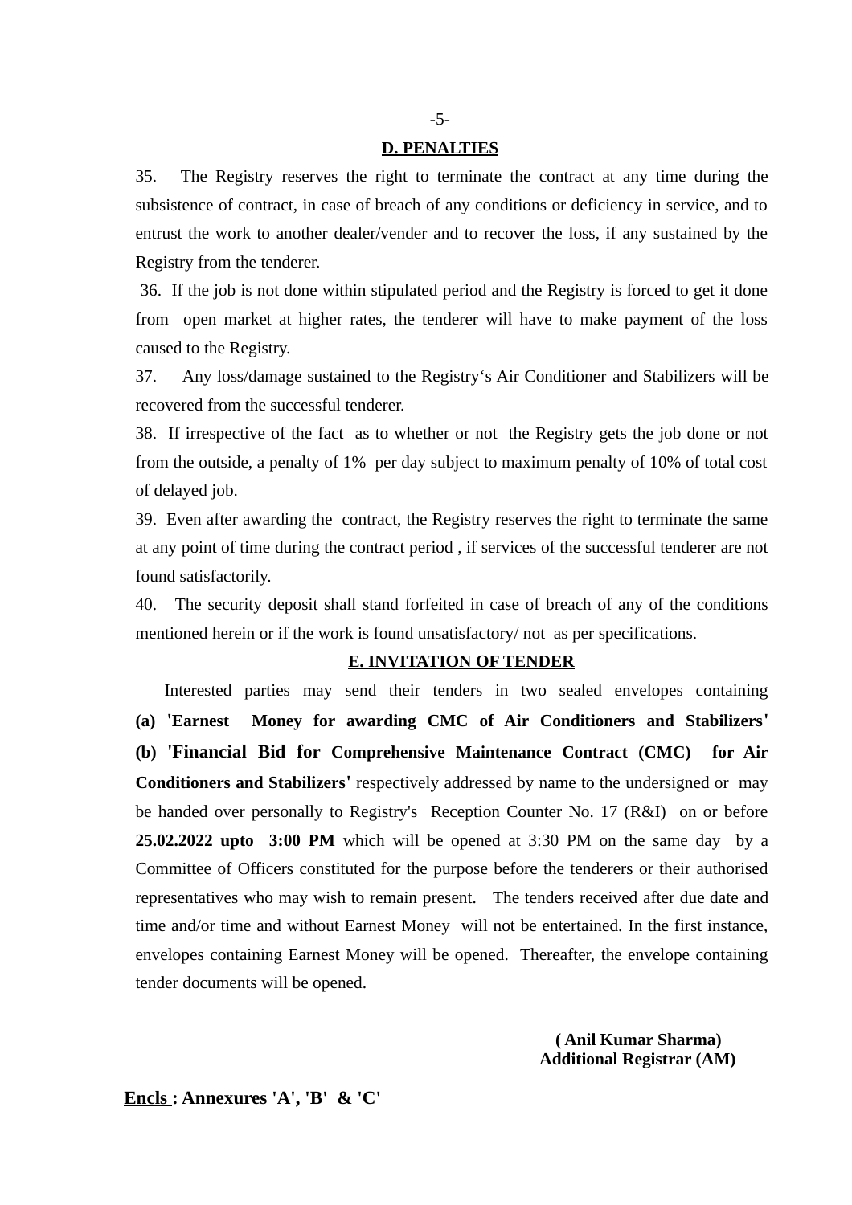## D. PENALTIES

35. The Registry reserves the right to terminate the contract at any time during the subsistence of contract, in case of breach of any conditions or deficiency in service, and to entrust the work to another dealer/vender and to recover the loss, if any sustained by the Registry from the tenderer.

36. If the job is not done within stipulated period and the Registry is forced to get it done from open market at higher rates, the tenderer will have to make payment of the loss caused to the Registry.

37. Any loss/damage sustained to the Registry‘s Air Conditioner and Stabilizers will be recovered from the successful tenderer.

38. If irrespective of the fact as to whether or not the Registry gets the job done or not from the outside, a penalty of 1% per day subject to maximum penalty of 10% of total cost of delayed job.

39. Even after awarding the contract, the Registry reserves the right to terminate the same at any point of time during the contract period , if services of the successful tenderer are not found satisfactorily.

40. The security deposit shall stand forfeited in case of breach of any of the conditions mentioned herein or if the work is found unsatisfactory/ not as per specifications.

## E. INVITATION OF TENDER

Interested parties may send their tenders in two sealed envelopes containing **(a) 'Earnest Money for awarding CMC of Air Conditioners and Stabilizers' (b) 'Financial Bid for Comprehensive Maintenance Contract (CMC) for Air Conditioners and Stabilizers'** respectively addressed by name to the undersigned or may be handed over personally to Registry's Reception Counter No. 17 (R&I) on or before **25.02.2022 upto 3:00 PM** which will be opened at 3:30 PM on the same day by a Committee of Officers constituted for the purpose before the tenderers or their authorised representatives who may wish to remain present. The tenders received after due date and time and/or time and without Earnest Money will not be entertained. In the first instance, envelopes containing Earnest Money will be opened. Thereafter, the envelope containing tender documents will be opened.

**( Anil Kumar Sharma)**
**Additional Registrar (AM)**

**Encls : Annexures 'A', 'B' & 'C'**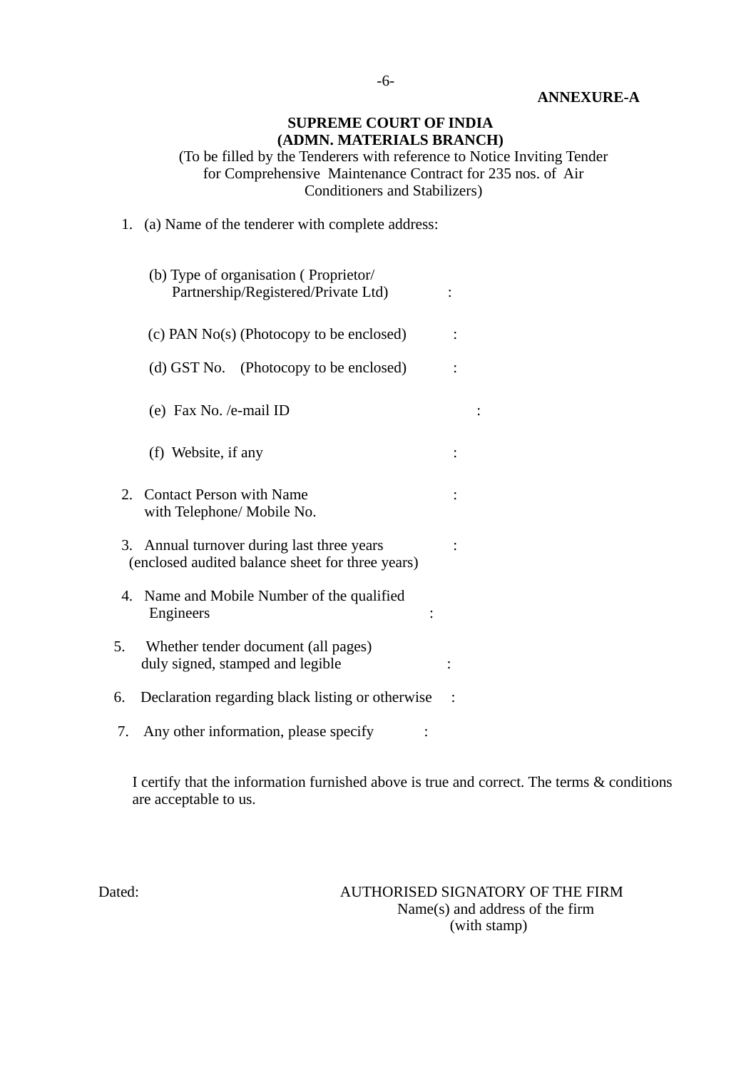**ANNEXURE-A**

**SUPREME COURT OF INDIA**
**(ADMN. MATERIALS BRANCH)**

(To be filled by the Tenderers with reference to Notice Inviting Tender for Comprehensive Maintenance Contract for 235 nos. of Air Conditioners and Stabilizers)

1. (a) Name of the tenderer with complete address:

   (b) Type of organisation ( Proprietor/ Partnership/Registered/Private Ltd) :

   (c) PAN No(s) (Photocopy to be enclosed) :

   (d) GST No. (Photocopy to be enclosed) :

   (e) Fax No. /e-mail ID :

   (f) Website, if any :

2. Contact Person with Name with Telephone/ Mobile No. :

3. Annual turnover during last three years (enclosed audited balance sheet for three years) :

4. Name and Mobile Number of the qualified Engineers :

5. Whether tender document (all pages) duly signed, stamped and legible :

6. Declaration regarding black listing or otherwise :

7. Any other information, please specify :

I certify that the information furnished above is true and correct. The terms & conditions are acceptable to us.

Dated:

AUTHORISED SIGNATORY OF THE FIRM
Name(s) and address of the firm
(with stamp)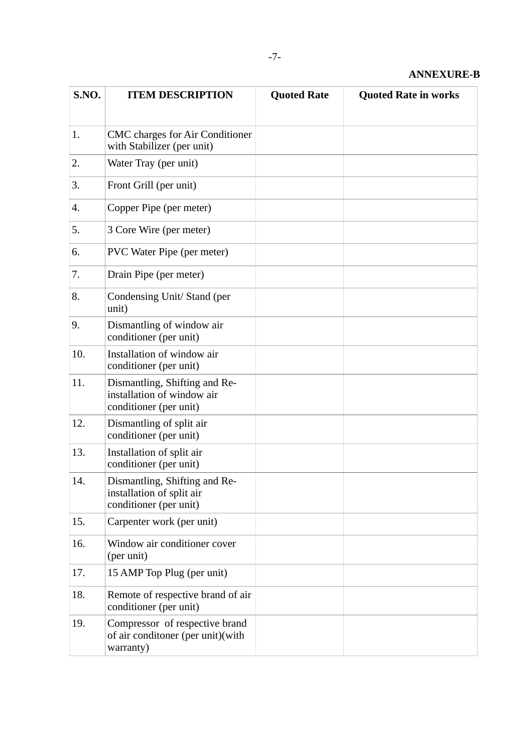**ANNEXURE-B**

| S.NO. | ITEM DESCRIPTION | Quoted Rate | Quoted Rate in works |
|---|---|---|---|
| 1. | CMC charges for Air Conditioner with Stabilizer (per unit) | | |
| 2. | Water Tray (per unit) | | |
| 3. | Front Grill (per unit) | | |
| 4. | Copper Pipe (per meter) | | |
| 5. | 3 Core Wire (per meter) | | |
| 6. | PVC Water Pipe (per meter) | | |
| 7. | Drain Pipe (per meter) | | |
| 8. | Condensing Unit/ Stand (per unit) | | |
| 9. | Dismantling of window air conditioner (per unit) | | |
| 10. | Installation of window air conditioner (per unit) | | |
| 11. | Dismantling, Shifting and Re-installation of window air conditioner (per unit) | | |
| 12. | Dismantling of split air conditioner (per unit) | | |
| 13. | Installation of split air conditioner (per unit) | | |
| 14. | Dismantling, Shifting and Re-installation of split air conditioner (per unit) | | |
| 15. | Carpenter work (per unit) | | |
| 16. | Window air conditioner cover (per unit) | | |
| 17. | 15 AMP Top Plug (per unit) | | |
| 18. | Remote of respective brand of air conditioner (per unit) | | |
| 19. | Compressor of respective brand of air conditoner (per unit)(with warranty) | | |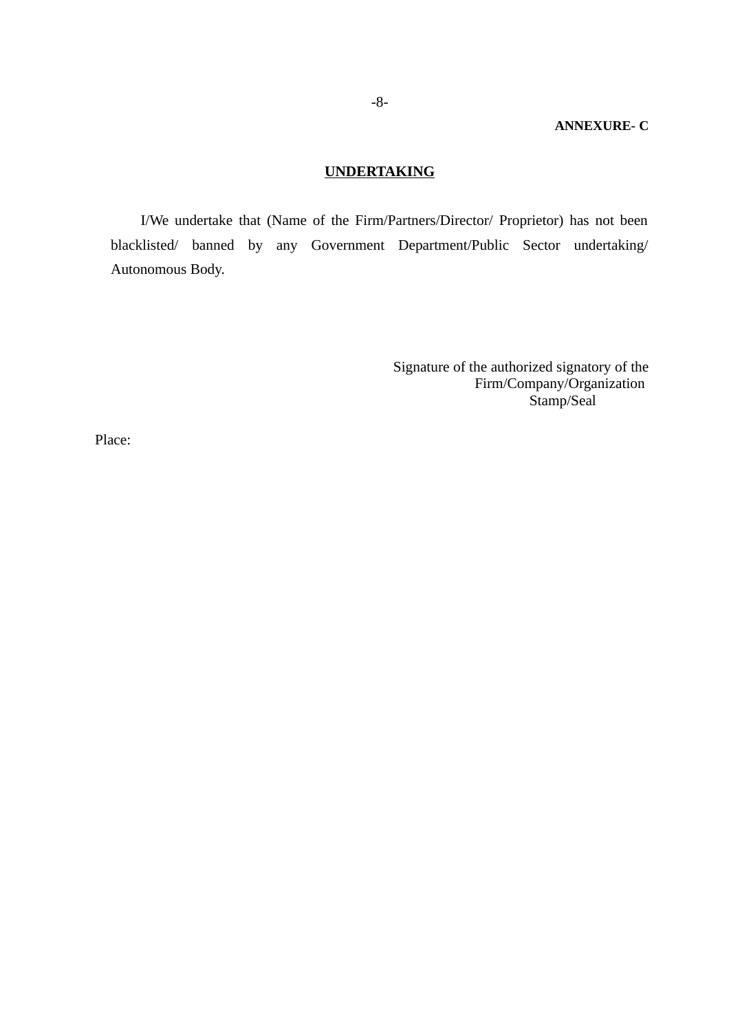**ANNEXURE- C**

## UNDERTAKING

I/We undertake that (Name of the Firm/Partners/Director/ Proprietor) has not been blacklisted/ banned by any Government Department/Public Sector undertaking/ Autonomous Body.

Signature of the authorized signatory of the
Firm/Company/Organization
Stamp/Seal

Place: